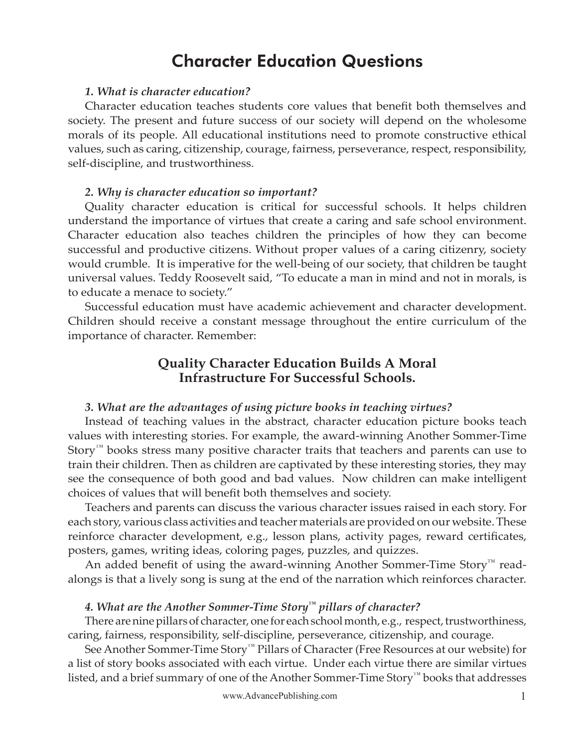# Character Education Questions

***1. What is character education?***

Character education teaches students core values that benefit both themselves and society. The present and future success of our society will depend on the wholesome morals of its people. All educational institutions need to promote constructive ethical values, such as caring, citizenship, courage, fairness, perseverance, respect, responsibility, self-discipline, and trustworthiness.

***2. Why is character education so important?***

Quality character education is critical for successful schools. It helps children understand the importance of virtues that create a caring and safe school environment. Character education also teaches children the principles of how they can become successful and productive citizens. Without proper values of a caring citizenry, society would crumble. It is imperative for the well-being of our society, that children be taught universal values. Teddy Roosevelt said, "To educate a man in mind and not in morals, is to educate a menace to society."

Successful education must have academic achievement and character development. Children should receive a constant message throughout the entire curriculum of the importance of character. Remember:

## Quality Character Education Builds A Moral Infrastructure For Successful Schools.

***3. What are the advantages of using picture books in teaching virtues?***

Instead of teaching values in the abstract, character education picture books teach values with interesting stories. For example, the award-winning Another Sommer-Time Story™ books stress many positive character traits that teachers and parents can use to train their children. Then as children are captivated by these interesting stories, they may see the consequence of both good and bad values. Now children can make intelligent choices of values that will benefit both themselves and society.

Teachers and parents can discuss the various character issues raised in each story. For each story, various class activities and teacher materials are provided on our website. These reinforce character development, e.g., lesson plans, activity pages, reward certificates, posters, games, writing ideas, coloring pages, puzzles, and quizzes.

An added benefit of using the award-winning Another Sommer-Time Story™ read-alongs is that a lively song is sung at the end of the narration which reinforces character.

***4. What are the Another Sommer-Time Story™ pillars of character?***

There are nine pillars of character, one for each school month, e.g., respect, trustworthiness, caring, fairness, responsibility, self-discipline, perseverance, citizenship, and courage.

See Another Sommer-Time Story™ Pillars of Character (Free Resources at our website) for a list of story books associated with each virtue. Under each virtue there are similar virtues listed, and a brief summary of one of the Another Sommer-Time Story™ books that addresses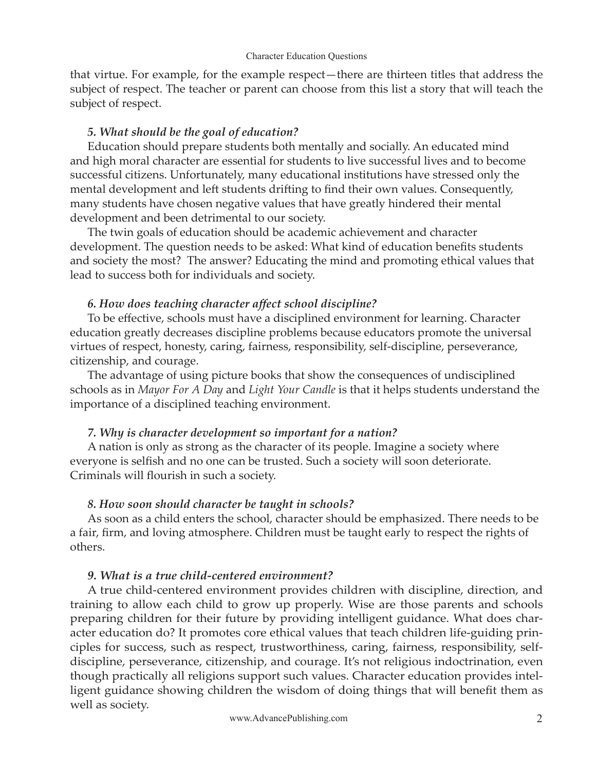that virtue. For example, for the example respect—there are thirteen titles that address the subject of respect. The teacher or parent can choose from this list a story that will teach the subject of respect.

***5. What should be the goal of education?***

Education should prepare students both mentally and socially. An educated mind and high moral character are essential for students to live successful lives and to become successful citizens. Unfortunately, many educational institutions have stressed only the mental development and left students drifting to find their own values. Consequently, many students have chosen negative values that have greatly hindered their mental development and been detrimental to our society.

The twin goals of education should be academic achievement and character development. The question needs to be asked: What kind of education benefits students and society the most? The answer? Educating the mind and promoting ethical values that lead to success both for individuals and society.

***6. How does teaching character affect school discipline?***

To be effective, schools must have a disciplined environment for learning. Character education greatly decreases discipline problems because educators promote the universal virtues of respect, honesty, caring, fairness, responsibility, self-discipline, perseverance, citizenship, and courage.

The advantage of using picture books that show the consequences of undisciplined schools as in *Mayor For A Day* and *Light Your Candle* is that it helps students understand the importance of a disciplined teaching environment.

***7. Why is character development so important for a nation?***

A nation is only as strong as the character of its people. Imagine a society where everyone is selfish and no one can be trusted. Such a society will soon deteriorate. Criminals will flourish in such a society.

***8. How soon should character be taught in schools?***

As soon as a child enters the school, character should be emphasized. There needs to be a fair, firm, and loving atmosphere. Children must be taught early to respect the rights of others.

***9. What is a true child-centered environment?***

A true child-centered environment provides children with discipline, direction, and training to allow each child to grow up properly. Wise are those parents and schools preparing children for their future by providing intelligent guidance. What does character education do? It promotes core ethical values that teach children life-guiding principles for success, such as respect, trustworthiness, caring, fairness, responsibility, self-discipline, perseverance, citizenship, and courage. It's not religious indoctrination, even though practically all religions support such values. Character education provides intelligent guidance showing children the wisdom of doing things that will benefit them as well as society.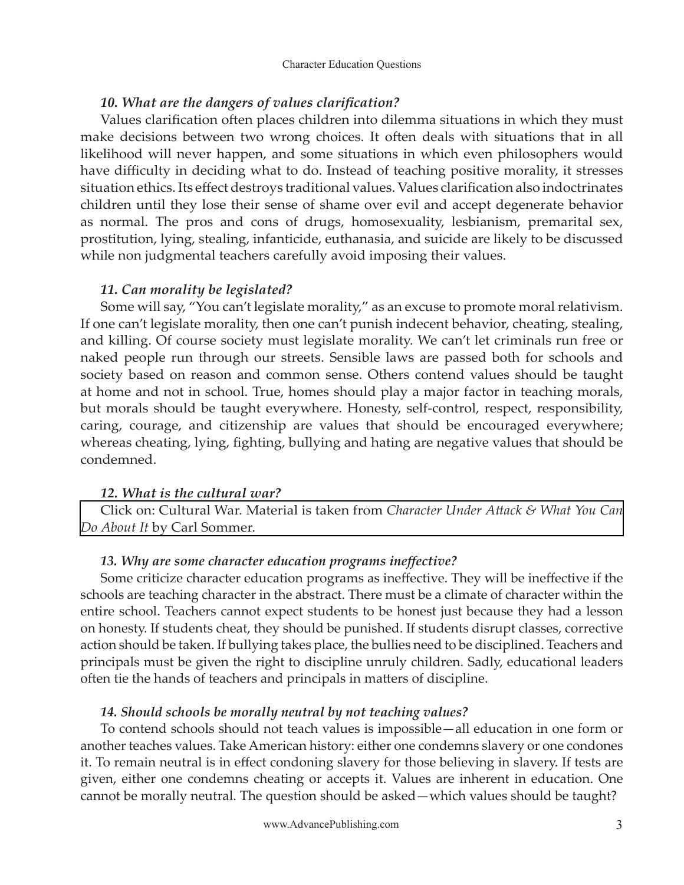### *10. What are the dangers of values clarification?*

Values clarification often places children into dilemma situations in which they must make decisions between two wrong choices. It often deals with situations that in all likelihood will never happen, and some situations in which even philosophers would have difficulty in deciding what to do. Instead of teaching positive morality, it stresses situation ethics. Its effect destroys traditional values. Values clarification also indoctrinates children until they lose their sense of shame over evil and accept degenerate behavior as normal. The pros and cons of drugs, homosexuality, lesbianism, premarital sex, prostitution, lying, stealing, infanticide, euthanasia, and suicide are likely to be discussed while non judgmental teachers carefully avoid imposing their values.

### *11. Can morality be legislated?*

Some will say, "You can't legislate morality," as an excuse to promote moral relativism. If one can't legislate morality, then one can't punish indecent behavior, cheating, stealing, and killing. Of course society must legislate morality. We can't let criminals run free or naked people run through our streets. Sensible laws are passed both for schools and society based on reason and common sense. Others contend values should be taught at home and not in school. True, homes should play a major factor in teaching morals, but morals should be taught everywhere. Honesty, self-control, respect, responsibility, caring, courage, and citizenship are values that should be encouraged everywhere; whereas cheating, lying, fighting, bullying and hating are negative values that should be condemned.

### *12. What is the cultural war?*

Click on: Cultural War. Material is taken from *Character Under Attack & What You Can Do About It* by Carl Sommer.

### *13. Why are some character education programs ineffective?*

Some criticize character education programs as ineffective. They will be ineffective if the schools are teaching character in the abstract. There must be a climate of character within the entire school. Teachers cannot expect students to be honest just because they had a lesson on honesty. If students cheat, they should be punished. If students disrupt classes, corrective action should be taken. If bullying takes place, the bullies need to be disciplined. Teachers and principals must be given the right to discipline unruly children. Sadly, educational leaders often tie the hands of teachers and principals in matters of discipline.

### *14. Should schools be morally neutral by not teaching values?*

To contend schools should not teach values is impossible—all education in one form or another teaches values. Take American history: either one condemns slavery or one condones it. To remain neutral is in effect condoning slavery for those believing in slavery. If tests are given, either one condemns cheating or accepts it. Values are inherent in education. One cannot be morally neutral. The question should be asked—which values should be taught?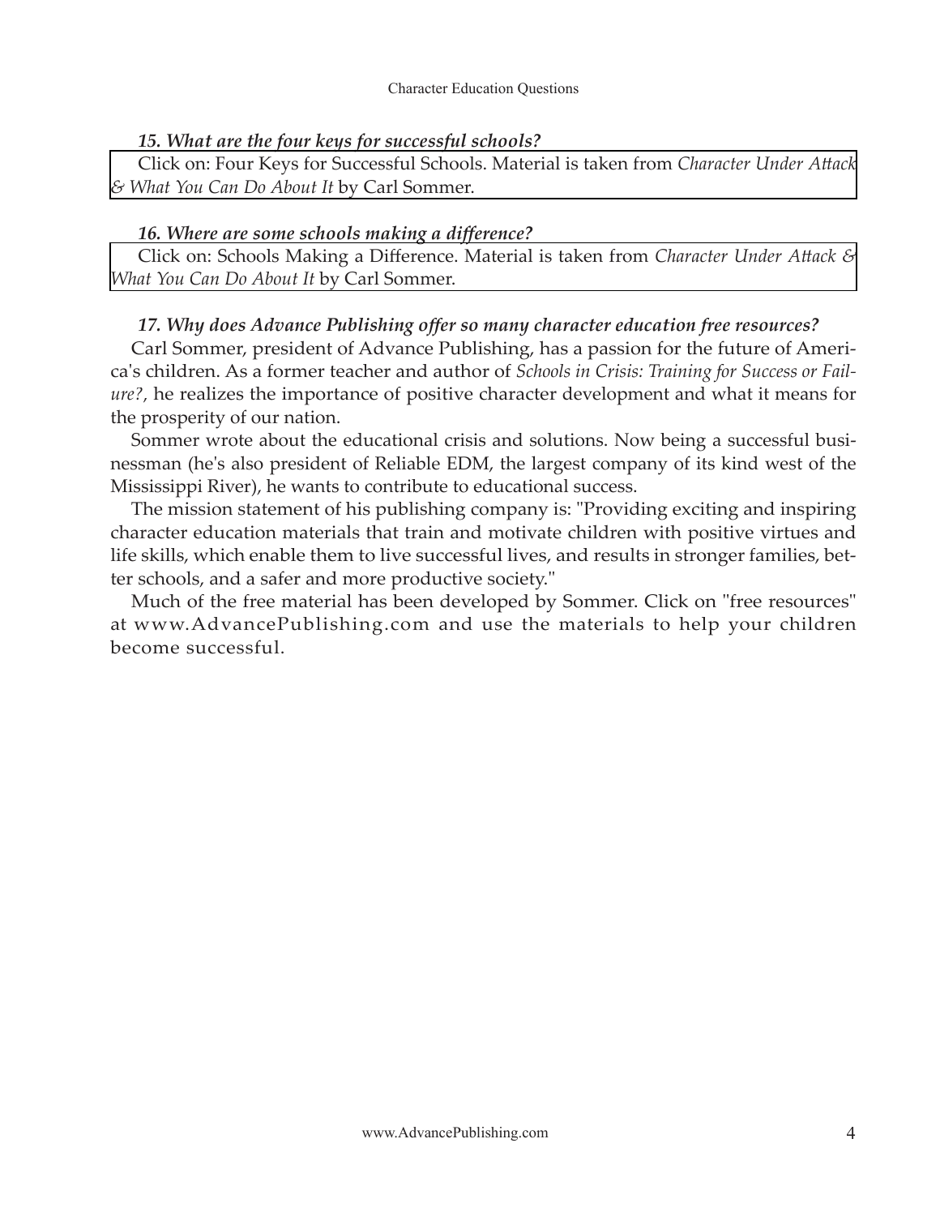***15. What are the four keys for successful schools?***

Click on: Four Keys for Successful Schools. Material is taken from *Character Under Attack & What You Can Do About It* by Carl Sommer.

***16. Where are some schools making a difference?***

Click on: Schools Making a Difference. Material is taken from *Character Under Attack & What You Can Do About It* by Carl Sommer.

***17. Why does Advance Publishing offer so many character education free resources?***

Carl Sommer, president of Advance Publishing, has a passion for the future of America's children. As a former teacher and author of *Schools in Crisis: Training for Success or Failure?*, he realizes the importance of positive character development and what it means for the prosperity of our nation.

Sommer wrote about the educational crisis and solutions. Now being a successful businessman (he's also president of Reliable EDM, the largest company of its kind west of the Mississippi River), he wants to contribute to educational success.

The mission statement of his publishing company is: "Providing exciting and inspiring character education materials that train and motivate children with positive virtues and life skills, which enable them to live successful lives, and results in stronger families, better schools, and a safer and more productive society."

Much of the free material has been developed by Sommer. Click on "free resources" at www.AdvancePublishing.com and use the materials to help your children become successful.